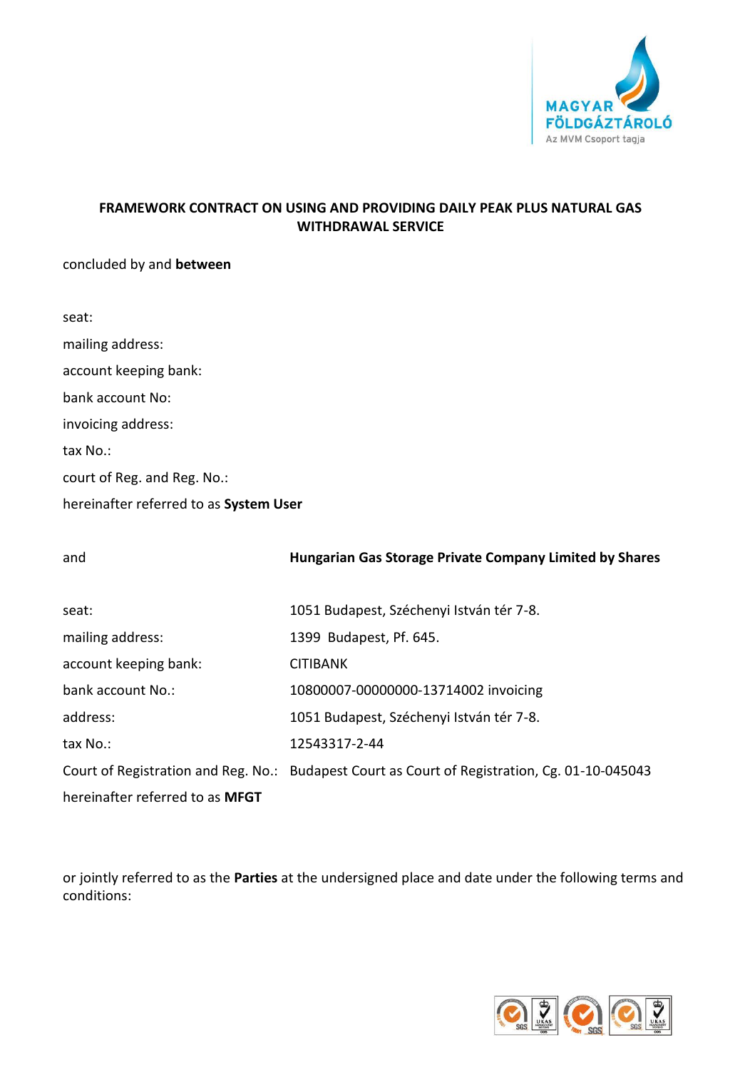# FRAMEWORK CONTRACT ON USING AND PROVIDING DAILY PEAK PLUS NATURAL GAS WITHDRAWAL SERVICE

concluded by and **between**

seat:

mailing address:

account keeping bank:

bank account No:

invoicing address:

tax No.:

court of Reg. and Reg. No.:

hereinafter referred to as **System User**

and **Hungarian Gas Storage Private Company Limited by Shares**

seat: 1051 Budapest, Széchenyi István tér 7-8.

mailing address: 1399 Budapest, Pf. 645.

account keeping bank: CITIBANK

bank account No.: 10800007-00000000-13714002 invoicing

address: 1051 Budapest, Széchenyi István tér 7-8.

tax No.: 12543317-2-44

Court of Registration and Reg. No.: Budapest Court as Court of Registration, Cg. 01-10-045043

hereinafter referred to as **MFGT**

or jointly referred to as the **Parties** at the undersigned place and date under the following terms and conditions: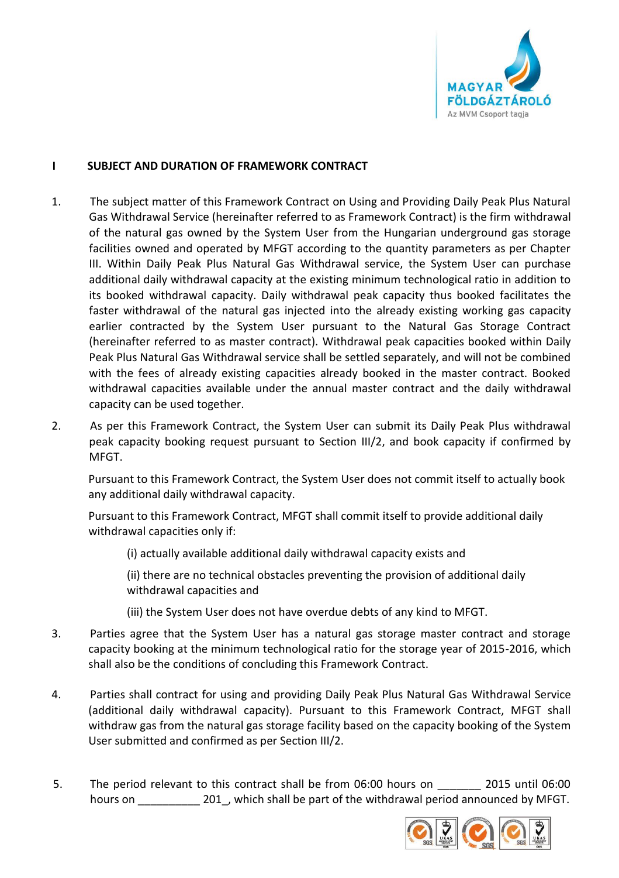## I SUBJECT AND DURATION OF FRAMEWORK CONTRACT

1. The subject matter of this Framework Contract on Using and Providing Daily Peak Plus Natural Gas Withdrawal Service (hereinafter referred to as Framework Contract) is the firm withdrawal of the natural gas owned by the System User from the Hungarian underground gas storage facilities owned and operated by MFGT according to the quantity parameters as per Chapter III. Within Daily Peak Plus Natural Gas Withdrawal service, the System User can purchase additional daily withdrawal capacity at the existing minimum technological ratio in addition to its booked withdrawal capacity. Daily withdrawal peak capacity thus booked facilitates the faster withdrawal of the natural gas injected into the already existing working gas capacity earlier contracted by the System User pursuant to the Natural Gas Storage Contract (hereinafter referred to as master contract). Withdrawal peak capacities booked within Daily Peak Plus Natural Gas Withdrawal service shall be settled separately, and will not be combined with the fees of already existing capacities already booked in the master contract. Booked withdrawal capacities available under the annual master contract and the daily withdrawal capacity can be used together.

2. As per this Framework Contract, the System User can submit its Daily Peak Plus withdrawal peak capacity booking request pursuant to Section III/2, and book capacity if confirmed by MFGT.

   Pursuant to this Framework Contract, the System User does not commit itself to actually book any additional daily withdrawal capacity.

   Pursuant to this Framework Contract, MFGT shall commit itself to provide additional daily withdrawal capacities only if:

   (i) actually available additional daily withdrawal capacity exists and

   (ii) there are no technical obstacles preventing the provision of additional daily withdrawal capacities and

   (iii) the System User does not have overdue debts of any kind to MFGT.

3. Parties agree that the System User has a natural gas storage master contract and storage capacity booking at the minimum technological ratio for the storage year of 2015-2016, which shall also be the conditions of concluding this Framework Contract.

4. Parties shall contract for using and providing Daily Peak Plus Natural Gas Withdrawal Service (additional daily withdrawal capacity). Pursuant to this Framework Contract, MFGT shall withdraw gas from the natural gas storage facility based on the capacity booking of the System User submitted and confirmed as per Section III/2.

5. The period relevant to this contract shall be from 06:00 hours on _______ 2015 until 06:00 hours on __________ 201_, which shall be part of the withdrawal period announced by MFGT.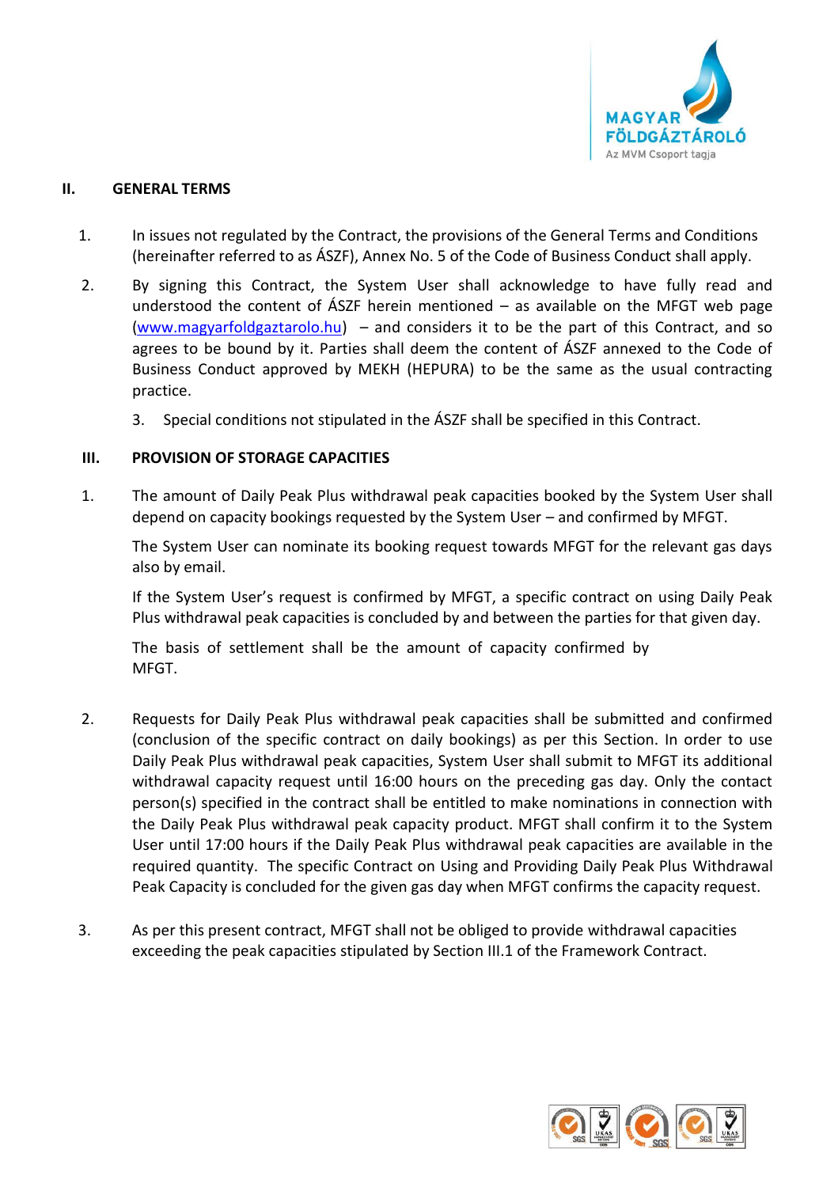## II. GENERAL TERMS

1. In issues not regulated by the Contract, the provisions of the General Terms and Conditions (hereinafter referred to as ÁSZF), Annex No. 5 of the Code of Business Conduct shall apply.

2. By signing this Contract, the System User shall acknowledge to have fully read and understood the content of ÁSZF herein mentioned – as available on the MFGT web page (www.magyarfoldgaztarolo.hu) – and considers it to be the part of this Contract, and so agrees to be bound by it. Parties shall deem the content of ÁSZF annexed to the Code of Business Conduct approved by MEKH (HEPURA) to be the same as the usual contracting practice.

3. Special conditions not stipulated in the ÁSZF shall be specified in this Contract.

## III. PROVISION OF STORAGE CAPACITIES

1. The amount of Daily Peak Plus withdrawal peak capacities booked by the System User shall depend on capacity bookings requested by the System User – and confirmed by MFGT.

   The System User can nominate its booking request towards MFGT for the relevant gas days also by email.

   If the System User's request is confirmed by MFGT, a specific contract on using Daily Peak Plus withdrawal peak capacities is concluded by and between the parties for that given day.

   The basis of settlement shall be the amount of capacity confirmed by MFGT.

2. Requests for Daily Peak Plus withdrawal peak capacities shall be submitted and confirmed (conclusion of the specific contract on daily bookings) as per this Section. In order to use Daily Peak Plus withdrawal peak capacities, System User shall submit to MFGT its additional withdrawal capacity request until 16:00 hours on the preceding gas day. Only the contact person(s) specified in the contract shall be entitled to make nominations in connection with the Daily Peak Plus withdrawal peak capacity product. MFGT shall confirm it to the System User until 17:00 hours if the Daily Peak Plus withdrawal peak capacities are available in the required quantity. The specific Contract on Using and Providing Daily Peak Plus Withdrawal Peak Capacity is concluded for the given gas day when MFGT confirms the capacity request.

3. As per this present contract, MFGT shall not be obliged to provide withdrawal capacities exceeding the peak capacities stipulated by Section III.1 of the Framework Contract.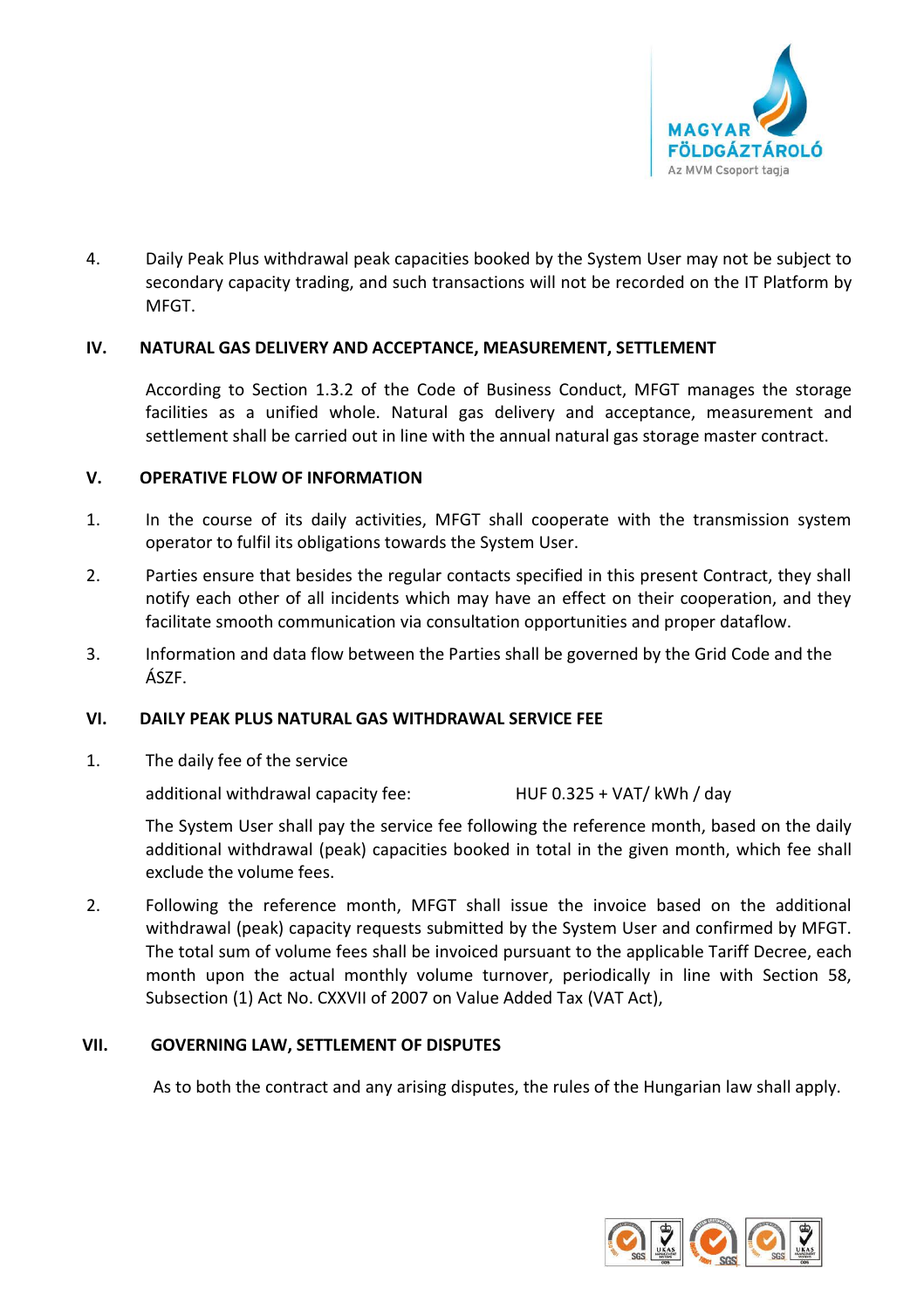4. Daily Peak Plus withdrawal peak capacities booked by the System User may not be subject to secondary capacity trading, and such transactions will not be recorded on the IT Platform by MFGT.

## IV. NATURAL GAS DELIVERY AND ACCEPTANCE, MEASUREMENT, SETTLEMENT

According to Section 1.3.2 of the Code of Business Conduct, MFGT manages the storage facilities as a unified whole. Natural gas delivery and acceptance, measurement and settlement shall be carried out in line with the annual natural gas storage master contract.

## V. OPERATIVE FLOW OF INFORMATION

1. In the course of its daily activities, MFGT shall cooperate with the transmission system operator to fulfil its obligations towards the System User.
2. Parties ensure that besides the regular contacts specified in this present Contract, they shall notify each other of all incidents which may have an effect on their cooperation, and they facilitate smooth communication via consultation opportunities and proper dataflow.
3. Information and data flow between the Parties shall be governed by the Grid Code and the ÁSZF.

## VI. DAILY PEAK PLUS NATURAL GAS WITHDRAWAL SERVICE FEE

1. The daily fee of the service

   additional withdrawal capacity fee: HUF 0.325 + VAT/ kWh / day

   The System User shall pay the service fee following the reference month, based on the daily additional withdrawal (peak) capacities booked in total in the given month, which fee shall exclude the volume fees.

2. Following the reference month, MFGT shall issue the invoice based on the additional withdrawal (peak) capacity requests submitted by the System User and confirmed by MFGT. The total sum of volume fees shall be invoiced pursuant to the applicable Tariff Decree, each month upon the actual monthly volume turnover, periodically in line with Section 58, Subsection (1) Act No. CXXVII of 2007 on Value Added Tax (VAT Act),

## VII. GOVERNING LAW, SETTLEMENT OF DISPUTES

As to both the contract and any arising disputes, the rules of the Hungarian law shall apply.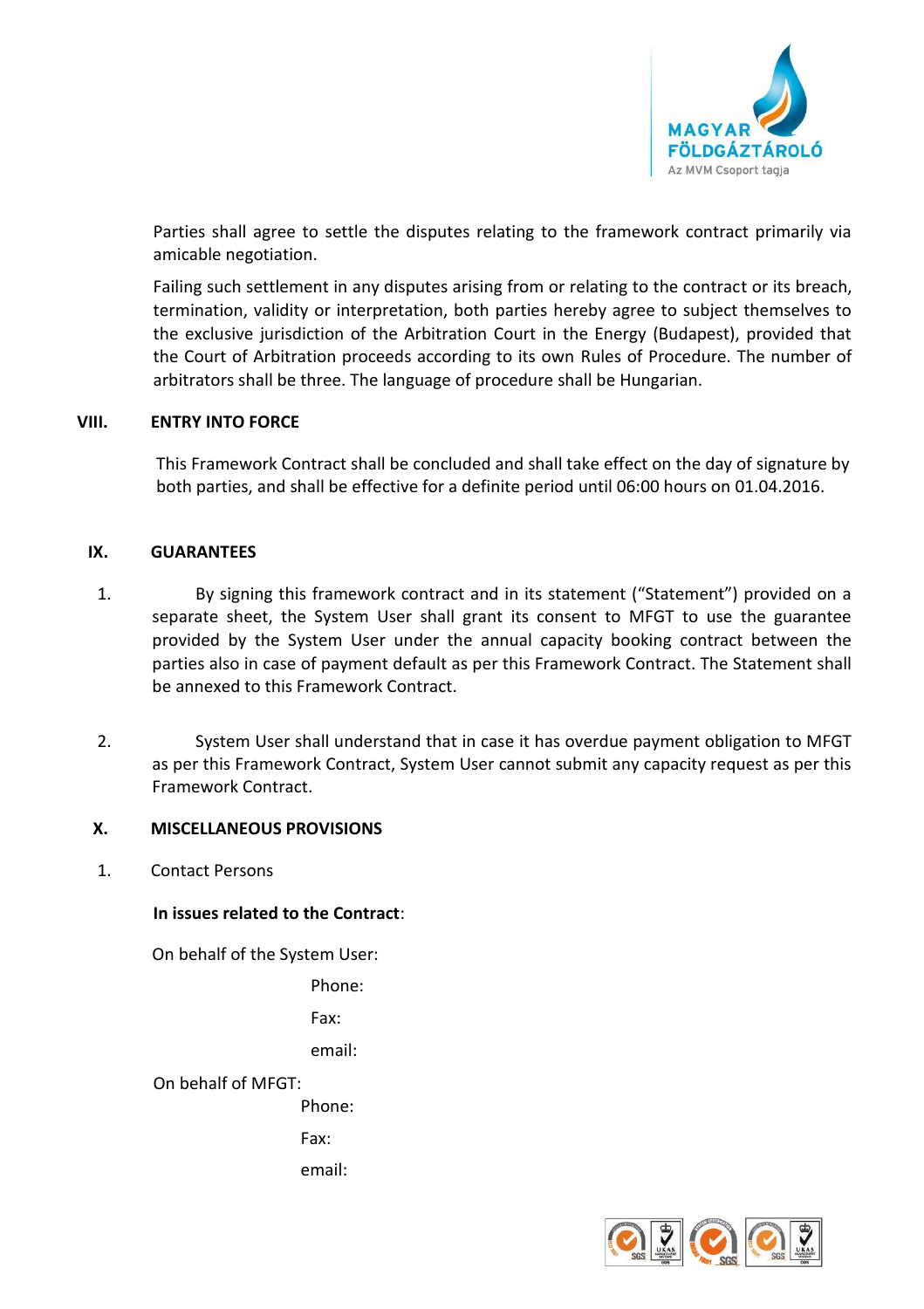Parties shall agree to settle the disputes relating to the framework contract primarily via amicable negotiation.

Failing such settlement in any disputes arising from or relating to the contract or its breach, termination, validity or interpretation, both parties hereby agree to subject themselves to the exclusive jurisdiction of the Arbitration Court in the Energy (Budapest), provided that the Court of Arbitration proceeds according to its own Rules of Procedure. The number of arbitrators shall be three. The language of procedure shall be Hungarian.

## VIII. ENTRY INTO FORCE

This Framework Contract shall be concluded and shall take effect on the day of signature by both parties, and shall be effective for a definite period until 06:00 hours on 01.04.2016.

## IX. GUARANTEES

1. By signing this framework contract and in its statement ("Statement") provided on a separate sheet, the System User shall grant its consent to MFGT to use the guarantee provided by the System User under the annual capacity booking contract between the parties also in case of payment default as per this Framework Contract. The Statement shall be annexed to this Framework Contract.

2. System User shall understand that in case it has overdue payment obligation to MFGT as per this Framework Contract, System User cannot submit any capacity request as per this Framework Contract.

## X. MISCELLANEOUS PROVISIONS

1. Contact Persons

**In issues related to the Contract**:

On behalf of the System User:

Phone:

Fax:

email:

On behalf of MFGT:

Phone:

Fax:

email: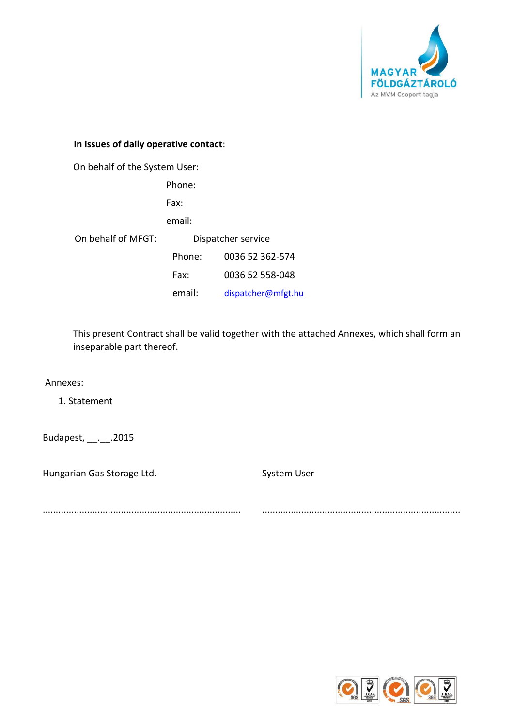**In issues of daily operative contact**:

On behalf of the System User:

Phone:

Fax:

email:

On behalf of MFGT: Dispatcher service

Phone: 0036 52 362-574

Fax: 0036 52 558-048

email: dispatcher@mfgt.hu

This present Contract shall be valid together with the attached Annexes, which shall form an inseparable part thereof.

Annexes:

1. Statement

Budapest, __.__.2015

| | |
|---|---|
| Hungarian Gas Storage Ltd. | System User |
| .......................................................................... | .......................................................................... |